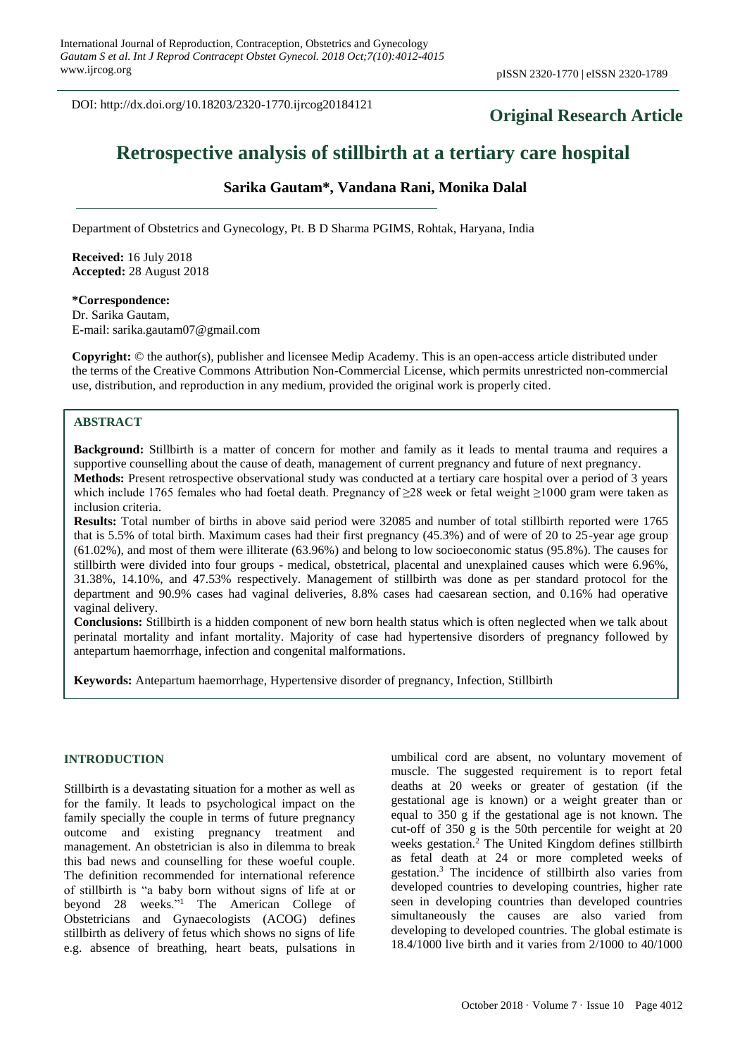DOI: http://dx.doi.org/10.18203/2320-1770.ijrcog20184121

**Original Research Article**

# Retrospective analysis of stillbirth at a tertiary care hospital

**Sarika Gautam*, Vandana Rani, Monika Dalal**

Department of Obstetrics and Gynecology, Pt. B D Sharma PGIMS, Rohtak, Haryana, India

**Received:** 16 July 2018
**Accepted:** 28 August 2018

**\*Correspondence:**
Dr. Sarika Gautam,
E-mail: sarika.gautam07@gmail.com

**Copyright:** © the author(s), publisher and licensee Medip Academy. This is an open-access article distributed under the terms of the Creative Commons Attribution Non-Commercial License, which permits unrestricted non-commercial use, distribution, and reproduction in any medium, provided the original work is properly cited.

## ABSTRACT

**Background:** Stillbirth is a matter of concern for mother and family as it leads to mental trauma and requires a supportive counselling about the cause of death, management of current pregnancy and future of next pregnancy.

**Methods:** Present retrospective observational study was conducted at a tertiary care hospital over a period of 3 years which include 1765 females who had foetal death. Pregnancy of ≥28 week or fetal weight ≥1000 gram were taken as inclusion criteria.

**Results:** Total number of births in above said period were 32085 and number of total stillbirth reported were 1765 that is 5.5% of total birth. Maximum cases had their first pregnancy (45.3%) and of were of 20 to 25-year age group (61.02%), and most of them were illiterate (63.96%) and belong to low socioeconomic status (95.8%). The causes for stillbirth were divided into four groups - medical, obstetrical, placental and unexplained causes which were 6.96%, 31.38%, 14.10%, and 47.53% respectively. Management of stillbirth was done as per standard protocol for the department and 90.9% cases had vaginal deliveries, 8.8% cases had caesarean section, and 0.16% had operative vaginal delivery.

**Conclusions:** Stillbirth is a hidden component of new born health status which is often neglected when we talk about perinatal mortality and infant mortality. Majority of case had hypertensive disorders of pregnancy followed by antepartum haemorrhage, infection and congenital malformations.

**Keywords:** Antepartum haemorrhage, Hypertensive disorder of pregnancy, Infection, Stillbirth

## INTRODUCTION

Stillbirth is a devastating situation for a mother as well as for the family. It leads to psychological impact on the family specially the couple in terms of future pregnancy outcome and existing pregnancy treatment and management. An obstetrician is also in dilemma to break this bad news and counselling for these woeful couple. The definition recommended for international reference of stillbirth is "a baby born without signs of life at or beyond 28 weeks."[1] The American College of Obstetricians and Gynaecologists (ACOG) defines stillbirth as delivery of fetus which shows no signs of life e.g. absence of breathing, heart beats, pulsations in umbilical cord are absent, no voluntary movement of muscle. The suggested requirement is to report fetal deaths at 20 weeks or greater of gestation (if the gestational age is known) or a weight greater than or equal to 350 g if the gestational age is not known. The cut-off of 350 g is the 50th percentile for weight at 20 weeks gestation.[2] The United Kingdom defines stillbirth as fetal death at 24 or more completed weeks of gestation.[3] The incidence of stillbirth also varies from developed countries to developing countries, higher rate seen in developing countries than developed countries simultaneously the causes are also varied from developing to developed countries. The global estimate is 18.4/1000 live birth and it varies from 2/1000 to 40/1000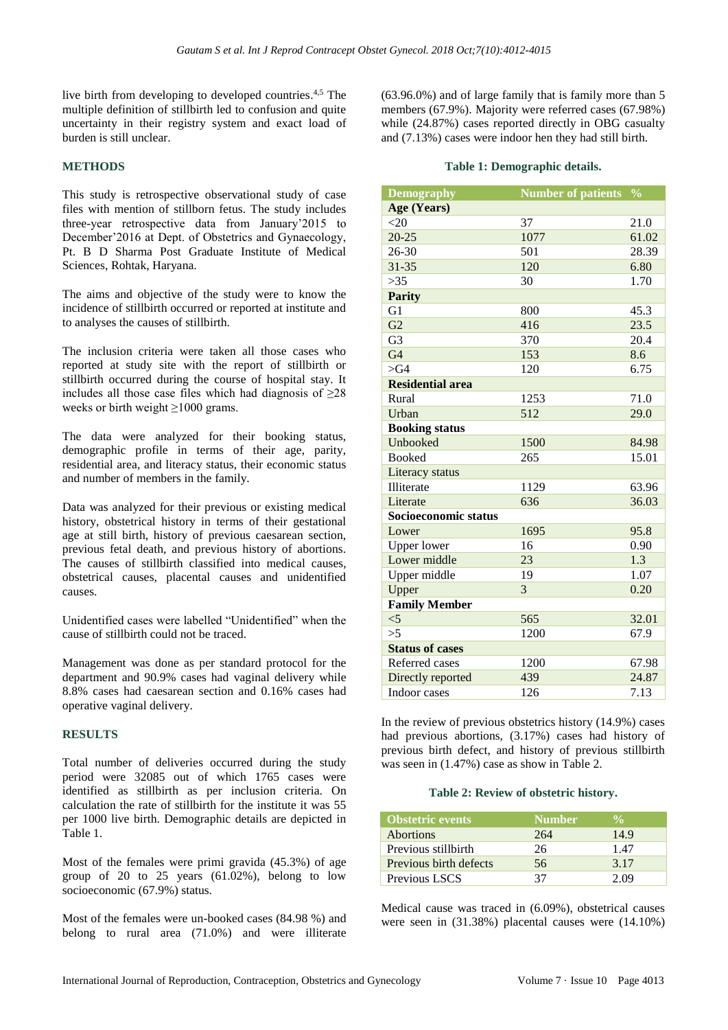live birth from developing to developed countries.[4,5] The multiple definition of stillbirth led to confusion and quite uncertainty in their registry system and exact load of burden is still unclear.

## METHODS

This study is retrospective observational study of case files with mention of stillborn fetus. The study includes three-year retrospective data from January'2015 to December'2016 at Dept. of Obstetrics and Gynaecology, Pt. B D Sharma Post Graduate Institute of Medical Sciences, Rohtak, Haryana.

The aims and objective of the study were to know the incidence of stillbirth occurred or reported at institute and to analyses the causes of stillbirth.

The inclusion criteria were taken all those cases who reported at study site with the report of stillbirth or stillbirth occurred during the course of hospital stay. It includes all those case files which had diagnosis of ≥28 weeks or birth weight ≥1000 grams.

The data were analyzed for their booking status, demographic profile in terms of their age, parity, residential area, and literacy status, their economic status and number of members in the family.

Data was analyzed for their previous or existing medical history, obstetrical history in terms of their gestational age at still birth, history of previous caesarean section, previous fetal death, and previous history of abortions. The causes of stillbirth classified into medical causes, obstetrical causes, placental causes and unidentified causes.

Unidentified cases were labelled "Unidentified" when the cause of stillbirth could not be traced.

Management was done as per standard protocol for the department and 90.9% cases had vaginal delivery while 8.8% cases had caesarean section and 0.16% cases had operative vaginal delivery.

## RESULTS

Total number of deliveries occurred during the study period were 32085 out of which 1765 cases were identified as stillbirth as per inclusion criteria. On calculation the rate of stillbirth for the institute it was 55 per 1000 live birth. Demographic details are depicted in Table 1.

Most of the females were primi gravida (45.3%) of age group of 20 to 25 years (61.02%), belong to low socioeconomic (67.9%) status.

Most of the females were un-booked cases (84.98 %) and belong to rural area (71.0%) and were illiterate (63.96.0%) and of large family that is family more than 5 members (67.9%). Majority were referred cases (67.98%) while (24.87%) cases reported directly in OBG casualty and (7.13%) cases were indoor hen they had still birth.

**Table 1: Demographic details.**

| Demography | Number of patients | % |
|---|---|---|
| **Age (Years)** | | |
| <20 | 37 | 21.0 |
| 20-25 | 1077 | 61.02 |
| 26-30 | 501 | 28.39 |
| 31-35 | 120 | 6.80 |
| >35 | 30 | 1.70 |
| **Parity** | | |
| G1 | 800 | 45.3 |
| G2 | 416 | 23.5 |
| G3 | 370 | 20.4 |
| G4 | 153 | 8.6 |
| >G4 | 120 | 6.75 |
| **Residential area** | | |
| Rural | 1253 | 71.0 |
| Urban | 512 | 29.0 |
| **Booking status** | | |
| Unbooked | 1500 | 84.98 |
| Booked | 265 | 15.01 |
| Literacy status | | |
| Illiterate | 1129 | 63.96 |
| Literate | 636 | 36.03 |
| **Socioeconomic status** | | |
| Lower | 1695 | 95.8 |
| Upper lower | 16 | 0.90 |
| Lower middle | 23 | 1.3 |
| Upper middle | 19 | 1.07 |
| Upper | 3 | 0.20 |
| **Family Member** | | |
| <5 | 565 | 32.01 |
| >5 | 1200 | 67.9 |
| **Status of cases** | | |
| Referred cases | 1200 | 67.98 |
| Directly reported | 439 | 24.87 |
| Indoor cases | 126 | 7.13 |

In the review of previous obstetrics history (14.9%) cases had previous abortions, (3.17%) cases had history of previous birth defect, and history of previous stillbirth was seen in (1.47%) case as show in Table 2.

**Table 2: Review of obstetric history.**

| Obstetric events | Number | % |
|---|---|---|
| Abortions | 264 | 14.9 |
| Previous stillbirth | 26 | 1.47 |
| Previous birth defects | 56 | 3.17 |
| Previous LSCS | 37 | 2.09 |

Medical cause was traced in (6.09%), obstetrical causes were seen in (31.38%) placental causes were (14.10%)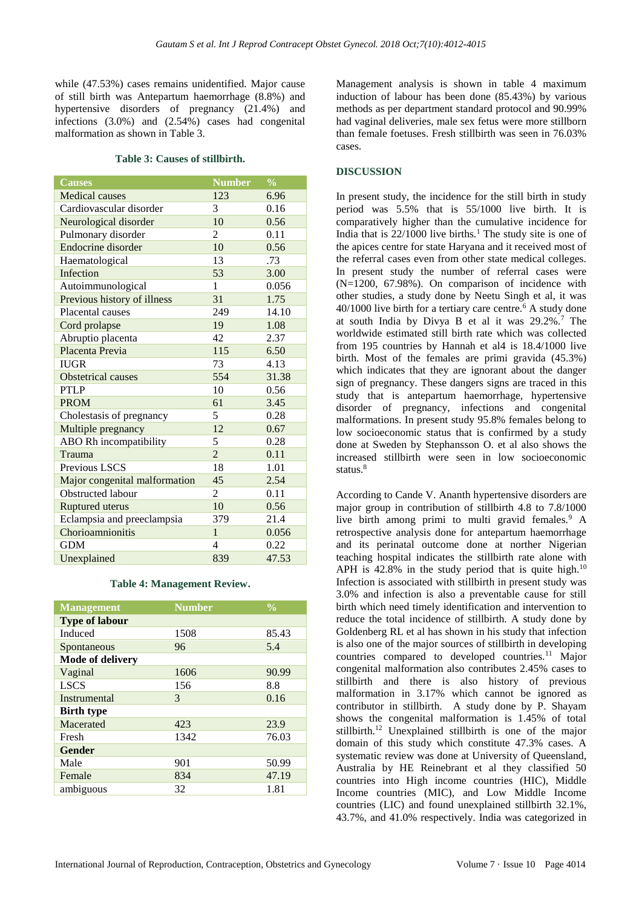while (47.53%) cases remains unidentified. Major cause of still birth was Antepartum haemorrhage (8.8%) and hypertensive disorders of pregnancy (21.4%) and infections (3.0%) and (2.54%) cases had congenital malformation as shown in Table 3.

**Table 3: Causes of stillbirth.**

| Causes | Number | % |
|---|---|---|
| Medical causes | 123 | 6.96 |
| Cardiovascular disorder | 3 | 0.16 |
| Neurological disorder | 10 | 0.56 |
| Pulmonary disorder | 2 | 0.11 |
| Endocrine disorder | 10 | 0.56 |
| Haematological | 13 | .73 |
| Infection | 53 | 3.00 |
| Autoimmunological | 1 | 0.056 |
| Previous history of illness | 31 | 1.75 |
| Placental causes | 249 | 14.10 |
| Cord prolapse | 19 | 1.08 |
| Abruptio placenta | 42 | 2.37 |
| Placenta Previa | 115 | 6.50 |
| IUGR | 73 | 4.13 |
| Obstetrical causes | 554 | 31.38 |
| PTLP | 10 | 0.56 |
| PROM | 61 | 3.45 |
| Cholestasis of pregnancy | 5 | 0.28 |
| Multiple pregnancy | 12 | 0.67 |
| ABO Rh incompatibility | 5 | 0.28 |
| Trauma | 2 | 0.11 |
| Previous LSCS | 18 | 1.01 |
| Major congenital malformation | 45 | 2.54 |
| Obstructed labour | 2 | 0.11 |
| Ruptured uterus | 10 | 0.56 |
| Eclampsia and preeclampsia | 379 | 21.4 |
| Chorioamnionitis | 1 | 0.056 |
| GDM | 4 | 0.22 |
| Unexplained | 839 | 47.53 |

**Table 4: Management Review.**

| Management | Number | % |
|---|---|---|
| **Type of labour** | | |
| Induced | 1508 | 85.43 |
| Spontaneous | 96 | 5.4 |
| **Mode of delivery** | | |
| Vaginal | 1606 | 90.99 |
| LSCS | 156 | 8.8 |
| Instrumental | 3 | 0.16 |
| **Birth type** | | |
| Macerated | 423 | 23.9 |
| Fresh | 1342 | 76.03 |
| **Gender** | | |
| Male | 901 | 50.99 |
| Female | 834 | 47.19 |
| ambiguous | 32 | 1.81 |

Management analysis is shown in table 4 maximum induction of labour has been done (85.43%) by various methods as per department standard protocol and 90.99% had vaginal deliveries, male sex fetus were more stillborn than female foetuses. Fresh stillbirth was seen in 76.03% cases.

## DISCUSSION

In present study, the incidence for the still birth in study period was 5.5% that is 55/1000 live birth. It is comparatively higher than the cumulative incidence for India that is 22/1000 live births.[1] The study site is one of the apices centre for state Haryana and it received most of the referral cases even from other state medical colleges. In present study the number of referral cases were (N=1200, 67.98%). On comparison of incidence with other studies, a study done by Neetu Singh et al, it was 40/1000 live birth for a tertiary care centre.[6] A study done at south India by Divya B et al it was 29.2%.[7] The worldwide estimated still birth rate which was collected from 195 countries by Hannah et al4 is 18.4/1000 live birth. Most of the females are primi gravida (45.3%) which indicates that they are ignorant about the danger sign of pregnancy. These dangers signs are traced in this study that is antepartum haemorrhage, hypertensive disorder of pregnancy, infections and congenital malformations. In present study 95.8% females belong to low socioeconomic status that is confirmed by a study done at Sweden by Stephansson O. et al also shows the increased stillbirth were seen in low socioeconomic status.[8]

According to Cande V. Ananth hypertensive disorders are major group in contribution of stillbirth 4.8 to 7.8/1000 live birth among primi to multi gravid females.[9] A retrospective analysis done for antepartum haemorrhage and its perinatal outcome done at norther Nigerian teaching hospital indicates the stillbirth rate alone with APH is 42.8% in the study period that is quite high.[10] Infection is associated with stillbirth in present study was 3.0% and infection is also a preventable cause for still birth which need timely identification and intervention to reduce the total incidence of stillbirth. A study done by Goldenberg RL et al has shown in his study that infection is also one of the major sources of stillbirth in developing countries compared to developed countries.[11] Major congenital malformation also contributes 2.45% cases to stillbirth and there is also history of previous malformation in 3.17% which cannot be ignored as contributor in stillbirth. A study done by P. Shayam shows the congenital malformation is 1.45% of total stillbirth.[12] Unexplained stillbirth is one of the major domain of this study which constitute 47.3% cases. A systematic review was done at University of Queensland, Australia by HE Reinebrant et al they classified 50 countries into High income countries (HIC), Middle Income countries (MIC), and Low Middle Income countries (LIC) and found unexplained stillbirth 32.1%, 43.7%, and 41.0% respectively. India was categorized in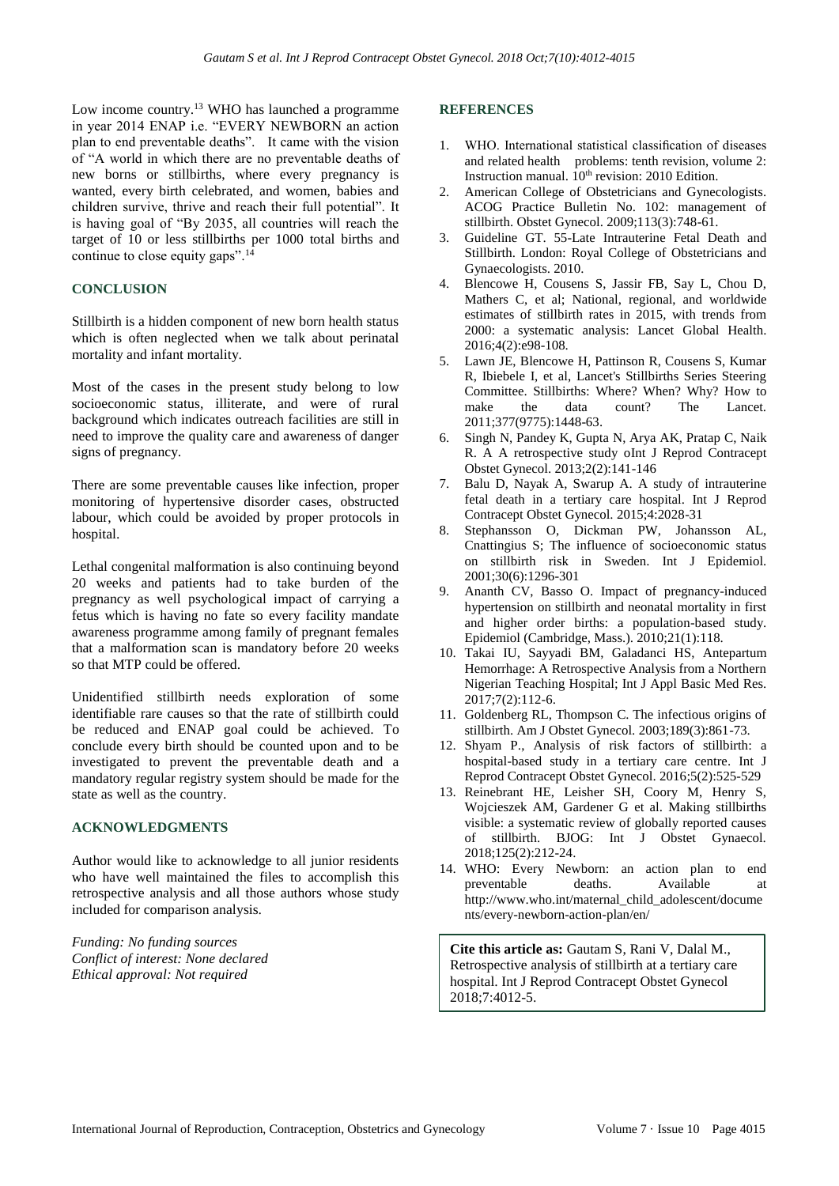Low income country.[13] WHO has launched a programme in year 2014 ENAP i.e. "EVERY NEWBORN an action plan to end preventable deaths". It came with the vision of "A world in which there are no preventable deaths of new borns or stillbirths, where every pregnancy is wanted, every birth celebrated, and women, babies and children survive, thrive and reach their full potential". It is having goal of "By 2035, all countries will reach the target of 10 or less stillbirths per 1000 total births and continue to close equity gaps".[14]

## CONCLUSION

Stillbirth is a hidden component of new born health status which is often neglected when we talk about perinatal mortality and infant mortality.

Most of the cases in the present study belong to low socioeconomic status, illiterate, and were of rural background which indicates outreach facilities are still in need to improve the quality care and awareness of danger signs of pregnancy.

There are some preventable causes like infection, proper monitoring of hypertensive disorder cases, obstructed labour, which could be avoided by proper protocols in hospital.

Lethal congenital malformation is also continuing beyond 20 weeks and patients had to take burden of the pregnancy as well psychological impact of carrying a fetus which is having no fate so every facility mandate awareness programme among family of pregnant females that a malformation scan is mandatory before 20 weeks so that MTP could be offered.

Unidentified stillbirth needs exploration of some identifiable rare causes so that the rate of stillbirth could be reduced and ENAP goal could be achieved. To conclude every birth should be counted upon and to be investigated to prevent the preventable death and a mandatory regular registry system should be made for the state as well as the country.

## ACKNOWLEDGMENTS

Author would like to acknowledge to all junior residents who have well maintained the files to accomplish this retrospective analysis and all those authors whose study included for comparison analysis.

*Funding: No funding sources*
*Conflict of interest: None declared*
*Ethical approval: Not required*

## REFERENCES

1. WHO. International statistical classification of diseases and related health problems: tenth revision, volume 2: Instruction manual. 10th revision: 2010 Edition.
2. American College of Obstetricians and Gynecologists. ACOG Practice Bulletin No. 102: management of stillbirth. Obstet Gynecol. 2009;113(3):748-61.
3. Guideline GT. 55-Late Intrauterine Fetal Death and Stillbirth. London: Royal College of Obstetricians and Gynaecologists. 2010.
4. Blencowe H, Cousens S, Jassir FB, Say L, Chou D, Mathers C, et al; National, regional, and worldwide estimates of stillbirth rates in 2015, with trends from 2000: a systematic analysis: Lancet Global Health. 2016;4(2):e98-108.
5. Lawn JE, Blencowe H, Pattinson R, Cousens S, Kumar R, Ibiebele I, et al, Lancet's Stillbirths Series Steering Committee. Stillbirths: Where? When? Why? How to make the data count? The Lancet. 2011;377(9775):1448-63.
6. Singh N, Pandey K, Gupta N, Arya AK, Pratap C, Naik R. A A retrospective study oInt J Reprod Contracept Obstet Gynecol. 2013;2(2):141-146
7. Balu D, Nayak A, Swarup A. A study of intrauterine fetal death in a tertiary care hospital. Int J Reprod Contracept Obstet Gynecol. 2015;4:2028-31
8. Stephansson O, Dickman PW, Johansson AL, Cnattingius S; The influence of socioeconomic status on stillbirth risk in Sweden. Int J Epidemiol. 2001;30(6):1296-301
9. Ananth CV, Basso O. Impact of pregnancy-induced hypertension on stillbirth and neonatal mortality in first and higher order births: a population-based study. Epidemiol (Cambridge, Mass.). 2010;21(1):118.
10. Takai IU, Sayyadi BM, Galadanci HS, Antepartum Hemorrhage: A Retrospective Analysis from a Northern Nigerian Teaching Hospital; Int J Appl Basic Med Res. 2017;7(2):112-6.
11. Goldenberg RL, Thompson C. The infectious origins of stillbirth. Am J Obstet Gynecol. 2003;189(3):861-73.
12. Shyam P., Analysis of risk factors of stillbirth: a hospital-based study in a tertiary care centre. Int J Reprod Contracept Obstet Gynecol. 2016;5(2):525-529
13. Reinebrant HE, Leisher SH, Coory M, Henry S, Wojcieszek AM, Gardener G et al. Making stillbirths visible: a systematic review of globally reported causes of stillbirth. BJOG: Int J Obstet Gynaecol. 2018;125(2):212-24.
14. WHO: Every Newborn: an action plan to end preventable deaths. Available at http://www.who.int/maternal_child_adolescent/documents/every-newborn-action-plan/en/

**Cite this article as:** Gautam S, Rani V, Dalal M., Retrospective analysis of stillbirth at a tertiary care hospital. Int J Reprod Contracept Obstet Gynecol 2018;7:4012-5.